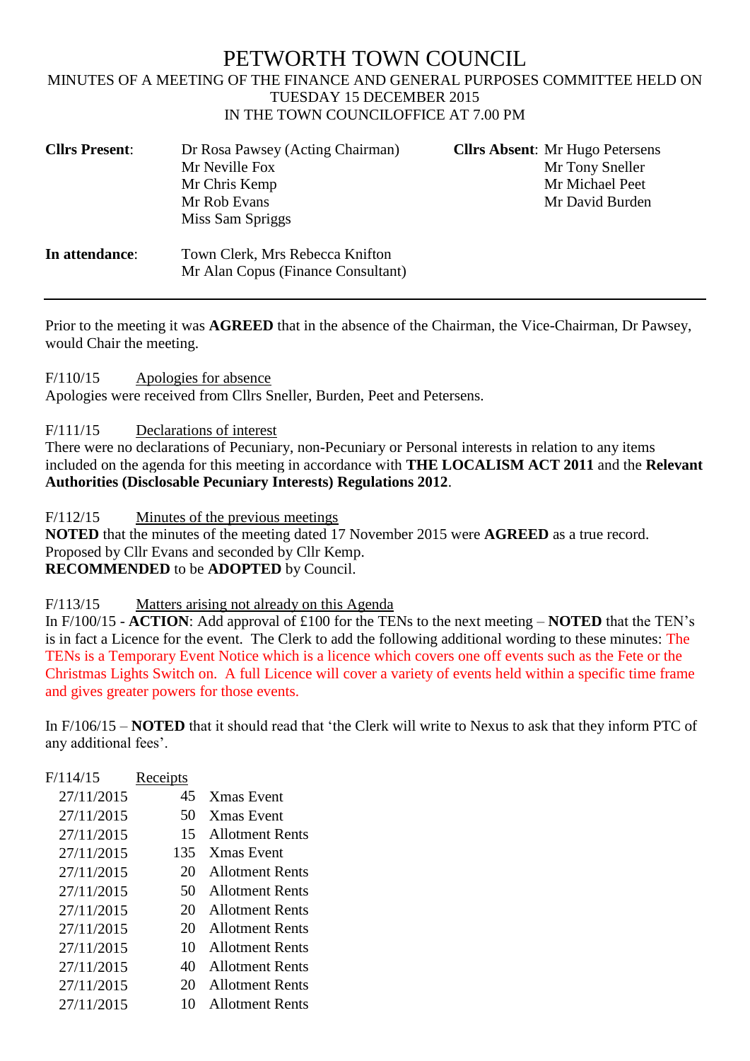# PETWORTH TOWN COUNCIL

MINUTES OF A MEETING OF THE FINANCE AND GENERAL PURPOSES COMMITTEE HELD ON TUESDAY 15 DECEMBER 2015
IN THE TOWN COUNCILOFFICE AT 7.00 PM

**Cllrs Present**: Dr Rosa Pawsey (Acting Chairman), Mr Neville Fox, Mr Chris Kemp, Mr Rob Evans, Miss Sam Spriggs

**Cllrs Absent**: Mr Hugo Petersens, Mr Tony Sneller, Mr Michael Peet, Mr David Burden

**In attendance**: Town Clerk, Mrs Rebecca Knifton; Mr Alan Copus (Finance Consultant)

---

Prior to the meeting it was **AGREED** that in the absence of the Chairman, the Vice-Chairman, Dr Pawsey, would Chair the meeting.

F/110/15 Apologies for absence
Apologies were received from Cllrs Sneller, Burden, Peet and Petersens.

F/111/15 Declarations of interest
There were no declarations of Pecuniary, non-Pecuniary or Personal interests in relation to any items included on the agenda for this meeting in accordance with **THE LOCALISM ACT 2011** and the **Relevant Authorities (Disclosable Pecuniary Interests) Regulations 2012**.

F/112/15 Minutes of the previous meetings
**NOTED** that the minutes of the meeting dated 17 November 2015 were **AGREED** as a true record. Proposed by Cllr Evans and seconded by Cllr Kemp.
**RECOMMENDED** to be **ADOPTED** by Council.

F/113/15 Matters arising not already on this Agenda
In F/100/15 - **ACTION**: Add approval of £100 for the TENs to the next meeting – **NOTED** that the TEN's is in fact a Licence for the event. The Clerk to add the following additional wording to these minutes: The TENs is a Temporary Event Notice which is a licence which covers one off events such as the Fete or the Christmas Lights Switch on. A full Licence will cover a variety of events held within a specific time frame and gives greater powers for those events.

In F/106/15 – **NOTED** that it should read that 'the Clerk will write to Nexus to ask that they inform PTC of any additional fees'.

F/114/15 Receipts

| | | |
|---|---|---|
| 27/11/2015 | 45 | Xmas Event |
| 27/11/2015 | 50 | Xmas Event |
| 27/11/2015 | 15 | Allotment Rents |
| 27/11/2015 | 135 | Xmas Event |
| 27/11/2015 | 20 | Allotment Rents |
| 27/11/2015 | 50 | Allotment Rents |
| 27/11/2015 | 20 | Allotment Rents |
| 27/11/2015 | 20 | Allotment Rents |
| 27/11/2015 | 10 | Allotment Rents |
| 27/11/2015 | 40 | Allotment Rents |
| 27/11/2015 | 20 | Allotment Rents |
| 27/11/2015 | 10 | Allotment Rents |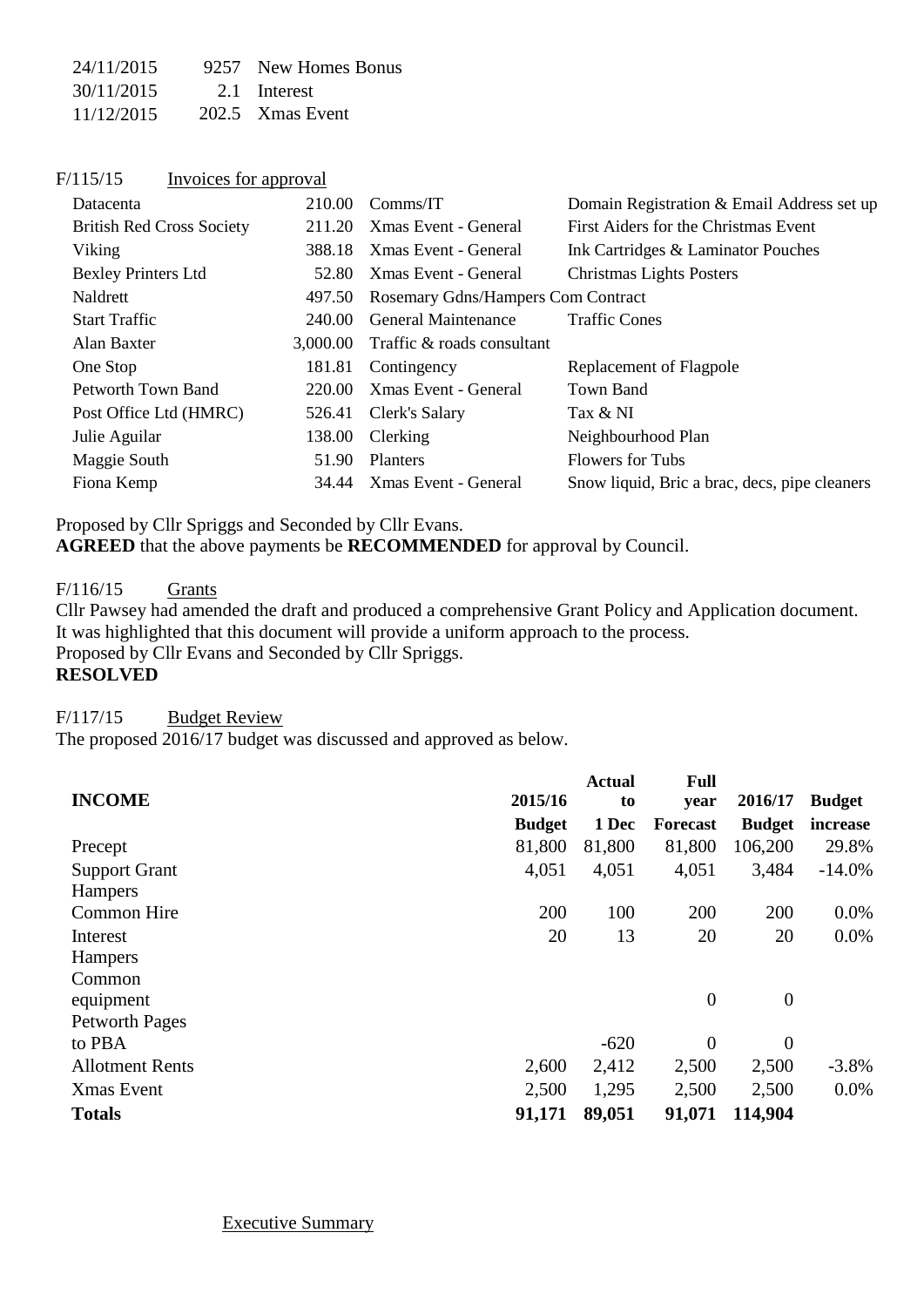| | | |
|---|---|---|
| 24/11/2015 | 9257 | New Homes Bonus |
| 30/11/2015 | 2.1 | Interest |
| 11/12/2015 | 202.5 | Xmas Event |

F/115/15 Invoices for approval

| | | | |
|---|---|---|---|
| Datacenta | 210.00 | Comms/IT | Domain Registration & Email Address set up |
| British Red Cross Society | 211.20 | Xmas Event - General | First Aiders for the Christmas Event |
| Viking | 388.18 | Xmas Event - General | Ink Cartridges & Laminator Pouches |
| Bexley Printers Ltd | 52.80 | Xmas Event - General | Christmas Lights Posters |
| Naldrett | 497.50 | Rosemary Gdns/Hampers Com Contract | |
| Start Traffic | 240.00 | General Maintenance | Traffic Cones |
| Alan Baxter | 3,000.00 | Traffic & roads consultant | |
| One Stop | 181.81 | Contingency | Replacement of Flagpole |
| Petworth Town Band | 220.00 | Xmas Event - General | Town Band |
| Post Office Ltd (HMRC) | 526.41 | Clerk's Salary | Tax & NI |
| Julie Aguilar | 138.00 | Clerking | Neighbourhood Plan |
| Maggie South | 51.90 | Planters | Flowers for Tubs |
| Fiona Kemp | 34.44 | Xmas Event - General | Snow liquid, Bric a brac, decs, pipe cleaners |

Proposed by Cllr Spriggs and Seconded by Cllr Evans.
**AGREED** that the above payments be **RECOMMENDED** for approval by Council.

F/116/15 Grants
Cllr Pawsey had amended the draft and produced a comprehensive Grant Policy and Application document. It was highlighted that this document will provide a uniform approach to the process.
Proposed by Cllr Evans and Seconded by Cllr Spriggs.
**RESOLVED**

F/117/15 Budget Review
The proposed 2016/17 budget was discussed and approved as below.

| **INCOME** | **2015/16 Budget** | **Actual to 1 Dec** | **Full year Forecast** | **2016/17 Budget** | **Budget increase** |
|---|---|---|---|---|---|
| Precept | 81,800 | 81,800 | 81,800 | 106,200 | 29.8% |
| Support Grant | 4,051 | 4,051 | 4,051 | 3,484 | -14.0% |
| Hampers | | | | | |
| Common Hire | 200 | 100 | 200 | 200 | 0.0% |
| Interest | 20 | 13 | 20 | 20 | 0.0% |
| Hampers | | | | | |
| Common equipment | | | 0 | 0 | |
| Petworth Pages to PBA | | -620 | 0 | 0 | |
| Allotment Rents | 2,600 | 2,412 | 2,500 | 2,500 | -3.8% |
| Xmas Event | 2,500 | 1,295 | 2,500 | 2,500 | 0.0% |
| **Totals** | **91,171** | **89,051** | **91,071** | **114,904** | |

Executive Summary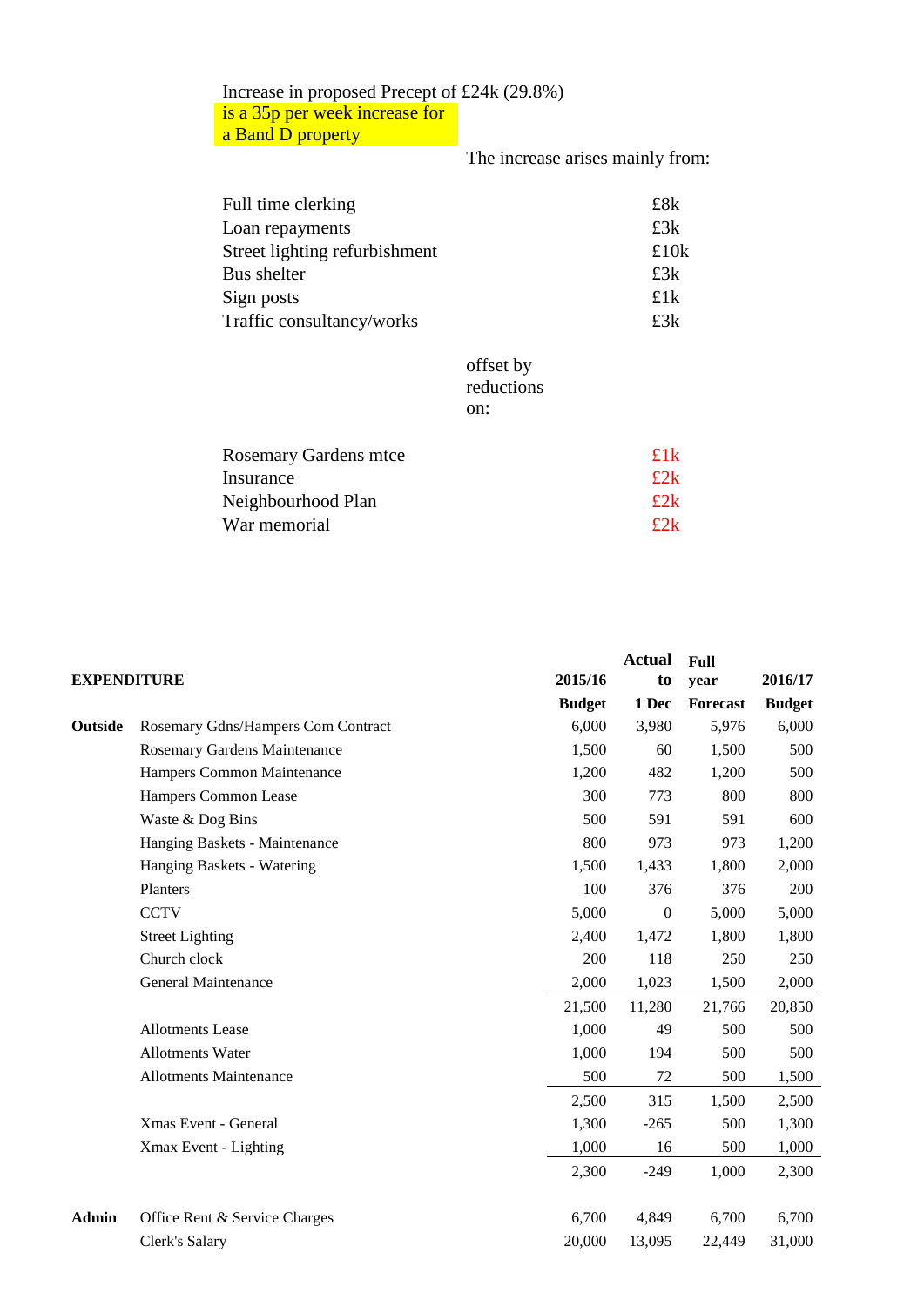Increase in proposed Precept of £24k (29.8%)
is a 35p per week increase for a Band D property

The increase arises mainly from:

| | |
|---|---|
| Full time clerking | £8k |
| Loan repayments | £3k |
| Street lighting refurbishment | £10k |
| Bus shelter | £3k |
| Sign posts | £1k |
| Traffic consultancy/works | £3k |

offset by reductions on:

| | |
|---|---|
| Rosemary Gardens mtce | £1k |
| Insurance | £2k |
| Neighbourhood Plan | £2k |
| War memorial | £2k |

| **EXPENDITURE** | | **2015/16 Budget** | **Actual to 1 Dec** | **Full year Forecast** | **2016/17 Budget** |
|---|---|---|---|---|---|
| **Outside** | Rosemary Gdns/Hampers Com Contract | 6,000 | 3,980 | 5,976 | 6,000 |
| | Rosemary Gardens Maintenance | 1,500 | 60 | 1,500 | 500 |
| | Hampers Common Maintenance | 1,200 | 482 | 1,200 | 500 |
| | Hampers Common Lease | 300 | 773 | 800 | 800 |
| | Waste & Dog Bins | 500 | 591 | 591 | 600 |
| | Hanging Baskets - Maintenance | 800 | 973 | 973 | 1,200 |
| | Hanging Baskets - Watering | 1,500 | 1,433 | 1,800 | 2,000 |
| | Planters | 100 | 376 | 376 | 200 |
| | CCTV | 5,000 | 0 | 5,000 | 5,000 |
| | Street Lighting | 2,400 | 1,472 | 1,800 | 1,800 |
| | Church clock | 200 | 118 | 250 | 250 |
| | General Maintenance | 2,000 | 1,023 | 1,500 | 2,000 |
| | | 21,500 | 11,280 | 21,766 | 20,850 |
| | Allotments Lease | 1,000 | 49 | 500 | 500 |
| | Allotments Water | 1,000 | 194 | 500 | 500 |
| | Allotments Maintenance | 500 | 72 | 500 | 1,500 |
| | | 2,500 | 315 | 1,500 | 2,500 |
| | Xmas Event - General | 1,300 | -265 | 500 | 1,300 |
| | Xmax Event - Lighting | 1,000 | 16 | 500 | 1,000 |
| | | 2,300 | -249 | 1,000 | 2,300 |
| **Admin** | Office Rent & Service Charges | 6,700 | 4,849 | 6,700 | 6,700 |
| | Clerk's Salary | 20,000 | 13,095 | 22,449 | 31,000 |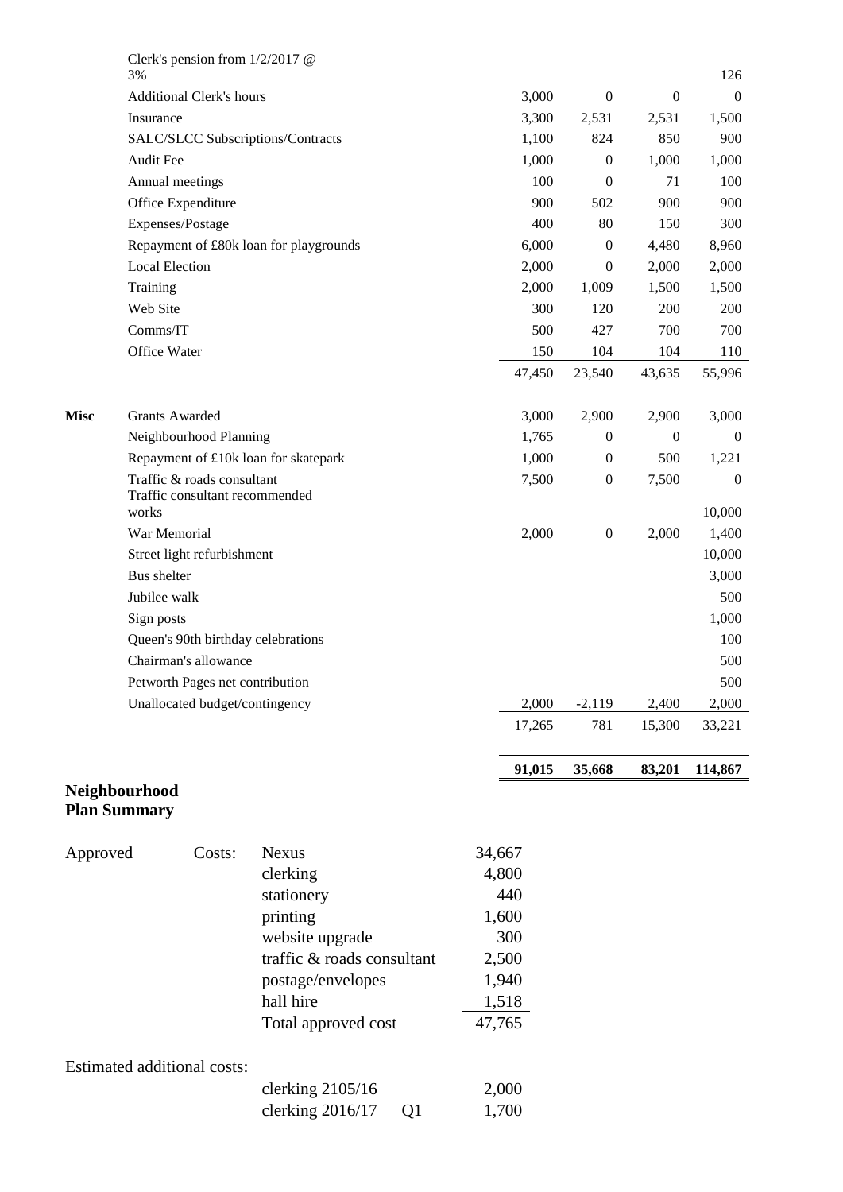| | | | | | |
|---|---|---|---|---|---|
| | Clerk's pension from 1/2/2017 @ 3% | | | | 126 |
| | Additional Clerk's hours | 3,000 | 0 | 0 | 0 |
| | Insurance | 3,300 | 2,531 | 2,531 | 1,500 |
| | SALC/SLCC Subscriptions/Contracts | 1,100 | 824 | 850 | 900 |
| | Audit Fee | 1,000 | 0 | 1,000 | 1,000 |
| | Annual meetings | 100 | 0 | 71 | 100 |
| | Office Expenditure | 900 | 502 | 900 | 900 |
| | Expenses/Postage | 400 | 80 | 150 | 300 |
| | Repayment of £80k loan for playgrounds | 6,000 | 0 | 4,480 | 8,960 |
| | Local Election | 2,000 | 0 | 2,000 | 2,000 |
| | Training | 2,000 | 1,009 | 1,500 | 1,500 |
| | Web Site | 300 | 120 | 200 | 200 |
| | Comms/IT | 500 | 427 | 700 | 700 |
| | Office Water | 150 | 104 | 104 | 110 |
| | | 47,450 | 23,540 | 43,635 | 55,996 |
| | | | | | |
| **Misc** | Grants Awarded | 3,000 | 2,900 | 2,900 | 3,000 |
| | Neighbourhood Planning | 1,765 | 0 | 0 | 0 |
| | Repayment of £10k loan for skatepark | 1,000 | 0 | 500 | 1,221 |
| | Traffic & roads consultant | 7,500 | 0 | 7,500 | 0 |
| | Traffic consultant recommended works | | | | 10,000 |
| | War Memorial | 2,000 | 0 | 2,000 | 1,400 |
| | Street light refurbishment | | | | 10,000 |
| | Bus shelter | | | | 3,000 |
| | Jubilee walk | | | | 500 |
| | Sign posts | | | | 1,000 |
| | Queen's 90th birthday celebrations | | | | 100 |
| | Chairman's allowance | | | | 500 |
| | Petworth Pages net contribution | | | | 500 |
| | Unallocated budget/contingency | 2,000 | -2,119 | 2,400 | 2,000 |
| | | 17,265 | 781 | 15,300 | 33,221 |
| | | | | | |
| | | **91,015** | **35,668** | **83,201** | **114,867** |

**Neighbourhood Plan Summary**

| | | | | |
|---|---|---|---|---|
| Approved | Costs: | Nexus | | 34,667 |
| | | clerking | | 4,800 |
| | | stationery | | 440 |
| | | printing | | 1,600 |
| | | website upgrade | | 300 |
| | | traffic & roads consultant | | 2,500 |
| | | postage/envelopes | | 1,940 |
| | | hall hire | | 1,518 |
| | | Total approved cost | | 47,765 |

Estimated additional costs:

| | | |
|---|---|---|
| clerking 2105/16 | | 2,000 |
| clerking 2016/17 | Q1 | 1,700 |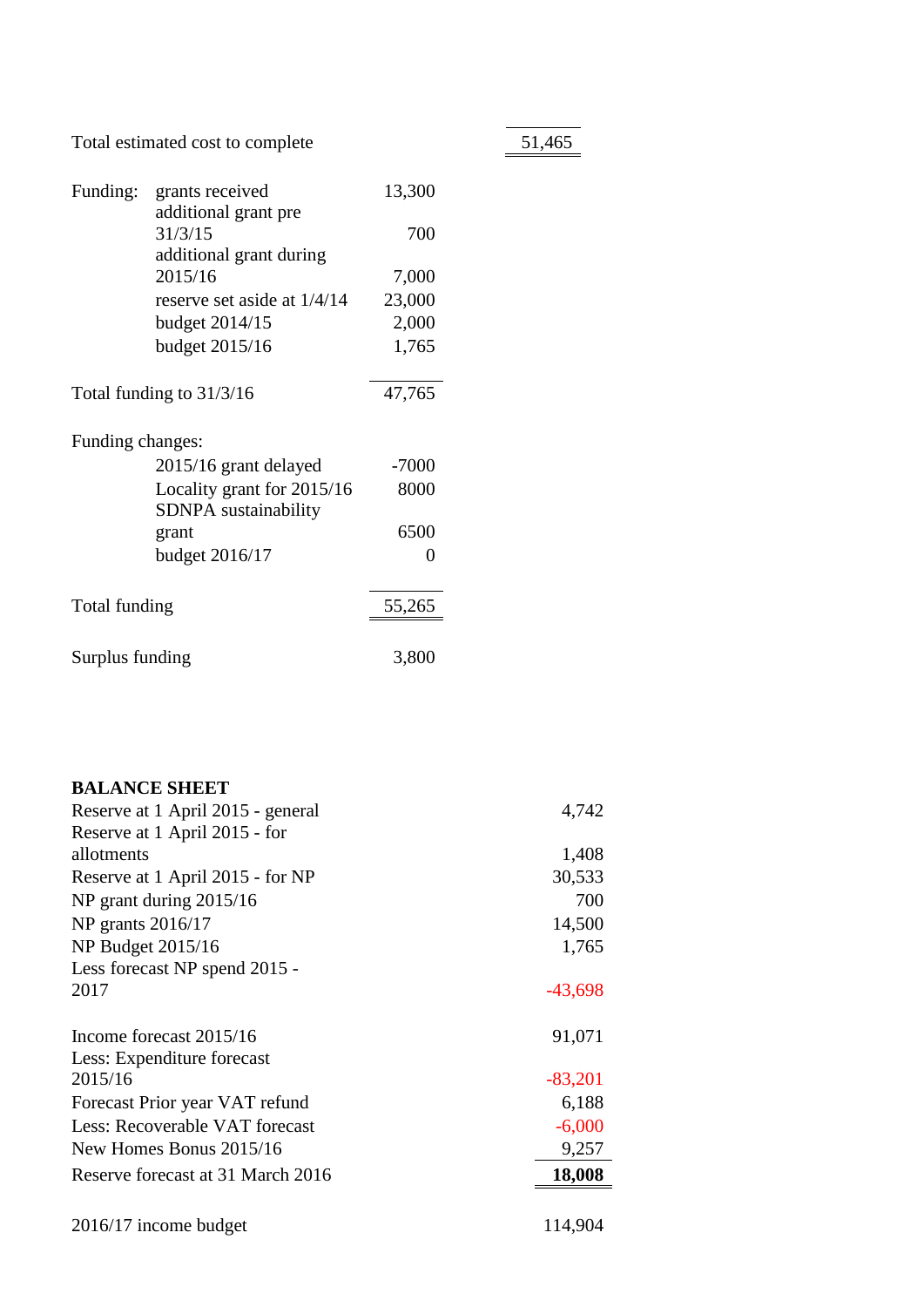| | | | |
|---|---|---|---|
| Total estimated cost to complete | | | 51,465 |
| | | | |
| Funding: | grants received | 13,300 | |
| | additional grant pre 31/3/15 | 700 | |
| | additional grant during 2015/16 | 7,000 | |
| | reserve set aside at 1/4/14 | 23,000 | |
| | budget 2014/15 | 2,000 | |
| | budget 2015/16 | 1,765 | |
| | | | |
| Total funding to 31/3/16 | | 47,765 | |
| | | | |
| Funding changes: | | | |
| | 2015/16 grant delayed | -7000 | |
| | Locality grant for 2015/16 | 8000 | |
| | SDNPA sustainability grant | 6500 | |
| | budget 2016/17 | 0 | |
| | | | |
| Total funding | | 55,265 | |
| | | | |
| Surplus funding | | 3,800 | |

**BALANCE SHEET**

| | |
|---|---|
| Reserve at 1 April 2015 - general | 4,742 |
| Reserve at 1 April 2015 - for allotments | 1,408 |
| Reserve at 1 April 2015 - for NP | 30,533 |
| NP grant during 2015/16 | 700 |
| NP grants 2016/17 | 14,500 |
| NP Budget 2015/16 | 1,765 |
| Less forecast NP spend 2015 - 2017 | -43,698 |
| | |
| Income forecast 2015/16 | 91,071 |
| Less: Expenditure forecast 2015/16 | -83,201 |
| Forecast Prior year VAT refund | 6,188 |
| Less: Recoverable VAT forecast | -6,000 |
| New Homes Bonus 2015/16 | 9,257 |
| Reserve forecast at 31 March 2016 | **18,008** |
| | |
| 2016/17 income budget | 114,904 |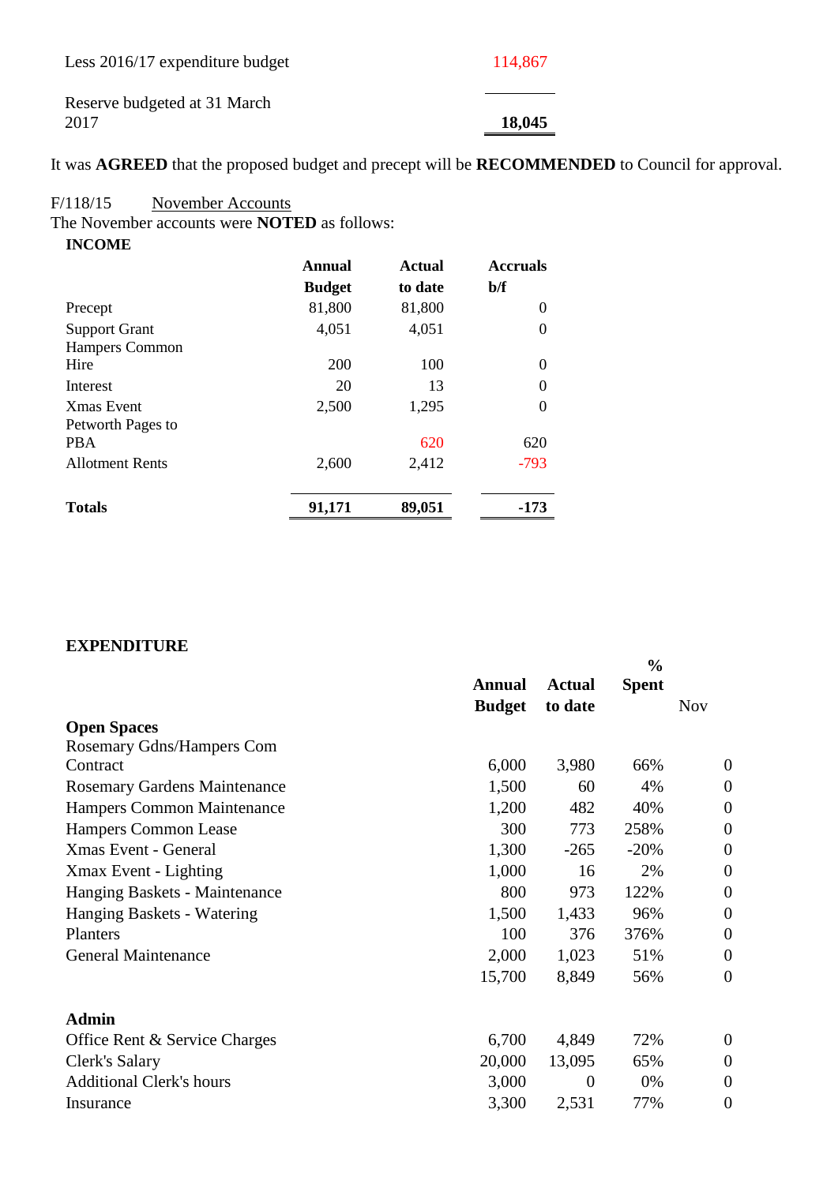| | |
|---|---|
| Less 2016/17 expenditure budget | 114,867 |
| Reserve budgeted at 31 March 2017 | **18,045** |

It was **AGREED** that the proposed budget and precept will be **RECOMMENDED** to Council for approval.

F/118/15 November Accounts

The November accounts were **NOTED** as follows:

**INCOME**

| | Annual Budget | Actual to date | Accruals b/f |
|---|---|---|---|
| Precept | 81,800 | 81,800 | 0 |
| Support Grant | 4,051 | 4,051 | 0 |
| Hampers Common Hire | 200 | 100 | 0 |
| Interest | 20 | 13 | 0 |
| Xmas Event | 2,500 | 1,295 | 0 |
| Petworth Pages to PBA | | 620 | 620 |
| Allotment Rents | 2,600 | 2,412 | -793 |
| **Totals** | **91,171** | **89,051** | **-173** |

**EXPENDITURE**

| | Annual Budget | Actual to date | % Spent | Nov |
|---|---|---|---|---|
| **Open Spaces** | | | | |
| Rosemary Gdns/Hampers Com Contract | 6,000 | 3,980 | 66% | 0 |
| Rosemary Gardens Maintenance | 1,500 | 60 | 4% | 0 |
| Hampers Common Maintenance | 1,200 | 482 | 40% | 0 |
| Hampers Common Lease | 300 | 773 | 258% | 0 |
| Xmas Event - General | 1,300 | -265 | -20% | 0 |
| Xmax Event - Lighting | 1,000 | 16 | 2% | 0 |
| Hanging Baskets - Maintenance | 800 | 973 | 122% | 0 |
| Hanging Baskets - Watering | 1,500 | 1,433 | 96% | 0 |
| Planters | 100 | 376 | 376% | 0 |
| General Maintenance | 2,000 | 1,023 | 51% | 0 |
| | 15,700 | 8,849 | 56% | 0 |
| **Admin** | | | | |
| Office Rent & Service Charges | 6,700 | 4,849 | 72% | 0 |
| Clerk's Salary | 20,000 | 13,095 | 65% | 0 |
| Additional Clerk's hours | 3,000 | 0 | 0% | 0 |
| Insurance | 3,300 | 2,531 | 77% | 0 |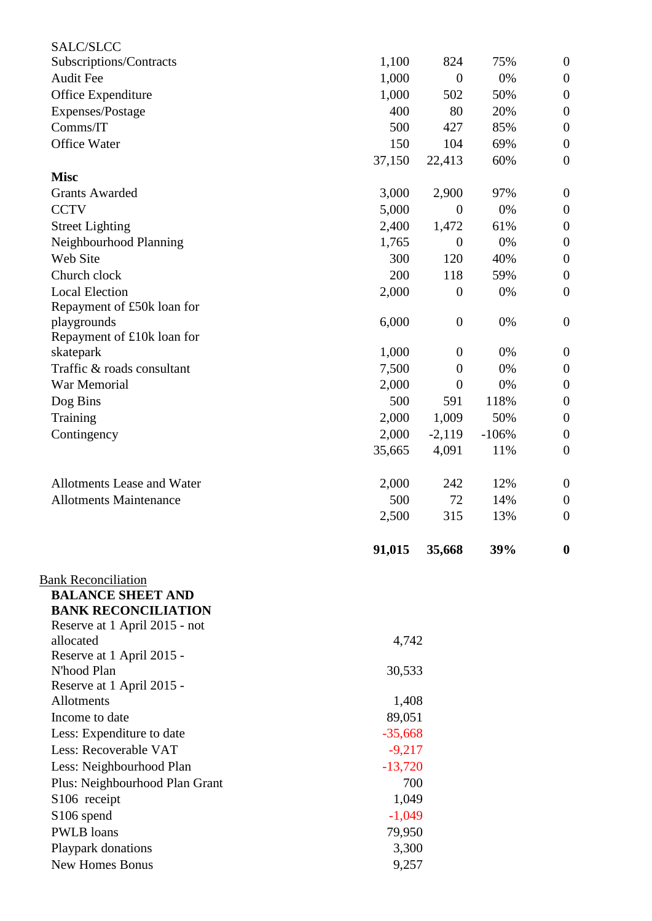| | | | | |
|---|---|---|---|---|
| SALC/SLCC Subscriptions/Contracts | 1,100 | 824 | 75% | 0 |
| Audit Fee | 1,000 | 0 | 0% | 0 |
| Office Expenditure | 1,000 | 502 | 50% | 0 |
| Expenses/Postage | 400 | 80 | 20% | 0 |
| Comms/IT | 500 | 427 | 85% | 0 |
| Office Water | 150 | 104 | 69% | 0 |
| | 37,150 | 22,413 | 60% | 0 |
| **Misc** | | | | |
| Grants Awarded | 3,000 | 2,900 | 97% | 0 |
| CCTV | 5,000 | 0 | 0% | 0 |
| Street Lighting | 2,400 | 1,472 | 61% | 0 |
| Neighbourhood Planning | 1,765 | 0 | 0% | 0 |
| Web Site | 300 | 120 | 40% | 0 |
| Church clock | 200 | 118 | 59% | 0 |
| Local Election | 2,000 | 0 | 0% | 0 |
| Repayment of £50k loan for playgrounds | 6,000 | 0 | 0% | 0 |
| Repayment of £10k loan for skatepark | 1,000 | 0 | 0% | 0 |
| Traffic & roads consultant | 7,500 | 0 | 0% | 0 |
| War Memorial | 2,000 | 0 | 0% | 0 |
| Dog Bins | 500 | 591 | 118% | 0 |
| Training | 2,000 | 1,009 | 50% | 0 |
| Contingency | 2,000 | -2,119 | -106% | 0 |
| | 35,665 | 4,091 | 11% | 0 |
| | | | | |
| Allotments Lease and Water | 2,000 | 242 | 12% | 0 |
| Allotments Maintenance | 500 | 72 | 14% | 0 |
| | 2,500 | 315 | 13% | 0 |
| | | | | |
| | **91,015** | **35,668** | **39%** | **0** |

Bank Reconciliation

**BALANCE SHEET AND BANK RECONCILIATION**

| | |
|---|---|
| Reserve at 1 April 2015 - not allocated | 4,742 |
| Reserve at 1 April 2015 - N'hood Plan | 30,533 |
| Reserve at 1 April 2015 - Allotments | 1,408 |
| Income to date | 89,051 |
| Less: Expenditure to date | -35,668 |
| Less: Recoverable VAT | -9,217 |
| Less: Neighbourhood Plan | -13,720 |
| Plus: Neighbourhood Plan Grant | 700 |
| S106 receipt | 1,049 |
| S106 spend | -1,049 |
| PWLB loans | 79,950 |
| Playpark donations | 3,300 |
| New Homes Bonus | 9,257 |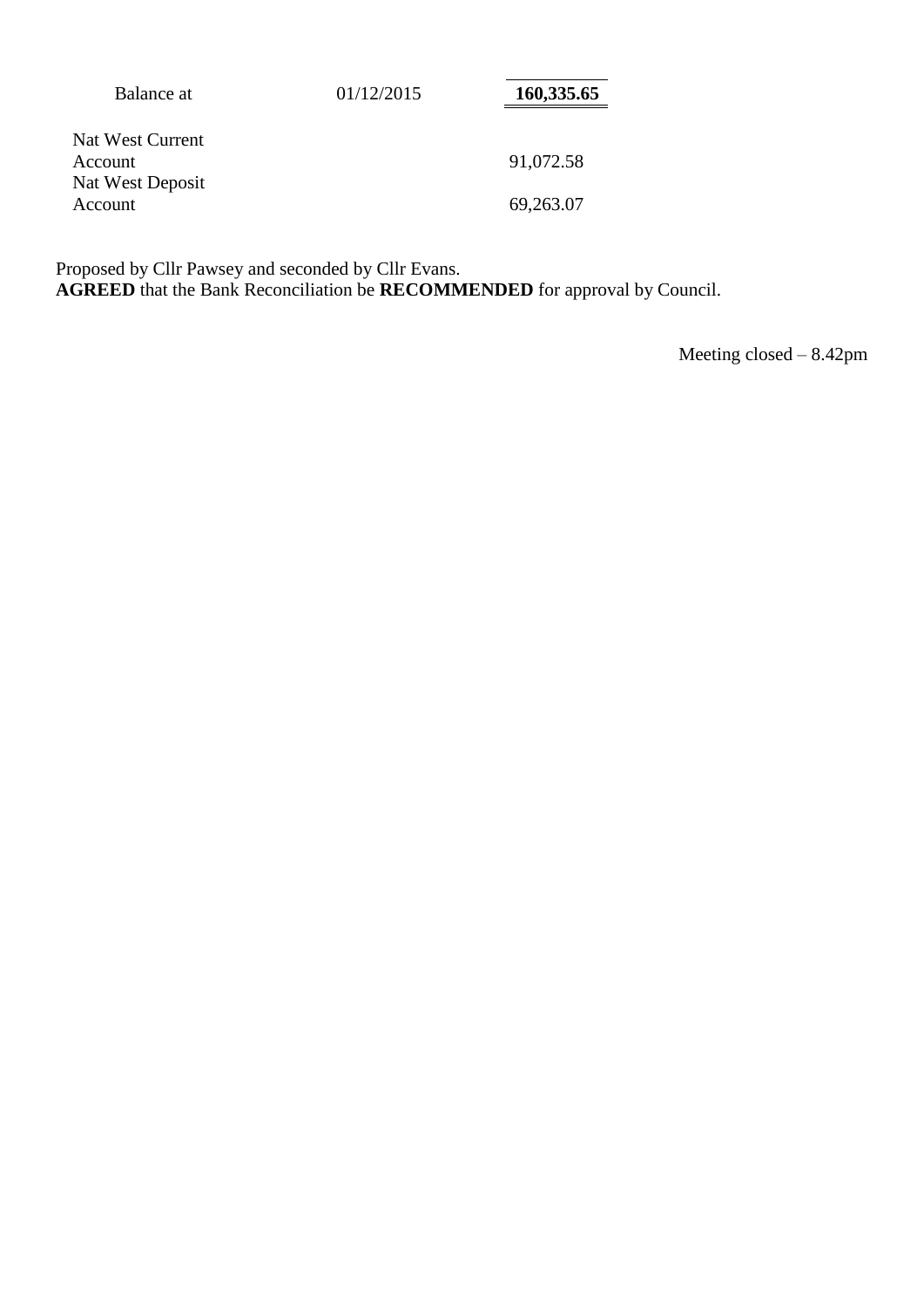| | | |
|---|---|---|
| Balance at | 01/12/2015 | **160,335.65** |
| Nat West Current Account | | 91,072.58 |
| Nat West Deposit Account | | 69,263.07 |

Proposed by Cllr Pawsey and seconded by Cllr Evans.
**AGREED** that the Bank Reconciliation be **RECOMMENDED** for approval by Council.

Meeting closed – 8.42pm